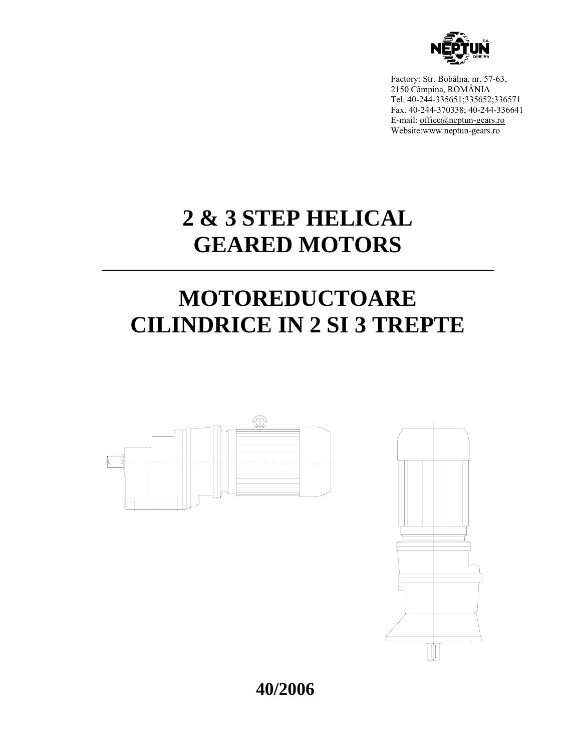NEPTUN S.A. CÂMPINA

Factory: Str. Bobâlna, nr. 57-63,
2150 Câmpina, ROMÂNIA
Tel. 40-244-335651;335652;336571
Fax. 40-244-370338; 40-244-336641
E-mail: office@neptun-gears.ro
Website:www.neptun-gears.ro

# 2 & 3 STEP HELICAL GEARED MOTORS

# MOTOREDUCTOARE CILINDRICE IN 2 SI 3 TREPTE

**40/2006**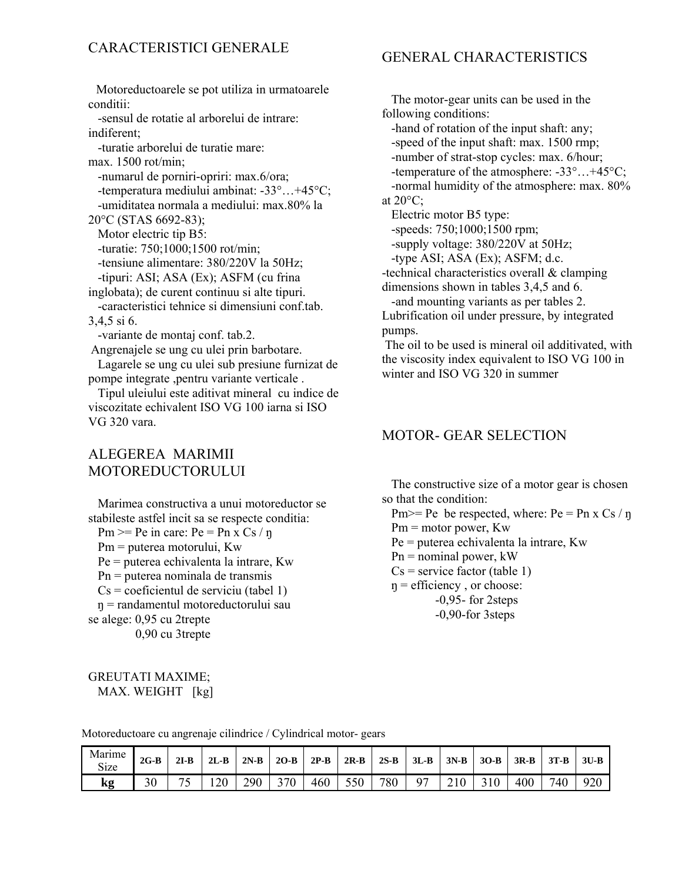## CARACTERISTICI GENERALE

Motoreductoarele se pot utiliza in urmatoarele conditii:

- sensul de rotatie al arborelui de intrare: indiferent;
- turatie arborelui de turatie mare: max. 1500 rot/min;
- numarul de porniri-opriri: max.6/ora;
- temperatura mediului ambinat: -33°…+45°C;
- umiditatea normala a mediului: max.80% la 20°C (STAS 6692-83);

Motor electric tip B5:

- turatie: 750;1000;1500 rot/min;
- tensiune alimentare: 380/220V la 50Hz;
- tipuri: ASI; ASA (Ex); ASFM (cu frina inglobata); de curent continuu si alte tipuri.
- caracteristici tehnice si dimensiuni conf.tab. 3,4,5 si 6.
- variante de montaj conf. tab.2.

Angrenajele se ung cu ulei prin barbotare.

Lagarele se ung cu ulei sub presiune furnizat de pompe integrate ,pentru variante verticale .

Tipul uleiului este aditivat mineral cu indice de viscozitate echivalent ISO VG 100 iarna si ISO VG 320 vara.

## ALEGEREA MARIMII MOTOREDUCTORULUI

Marimea constructiva a unui motoreductor se stabileste astfel incit sa se respecte conditia:

Pm >= Pe in care: Pe = Pn x Cs / ŋ

Pm = puterea motorului, Kw

Pe = puterea echivalenta la intrare, Kw

Pn = puterea nominala de transmis

Cs = coeficientul de serviciu (tabel 1)

ŋ = randamentul motoreductorului sau se alege: 0,95 cu 2trepte

0,90 cu 3trepte

## GENERAL CHARACTERISTICS

The motor-gear units can be used in the following conditions:

- hand of rotation of the input shaft: any;
- speed of the input shaft: max. 1500 rmp;
- number of strat-stop cycles: max. 6/hour;
- temperature of the atmosphere: -33°…+45°C;
- normal humidity of the atmosphere: max. 80% at 20°C;

Electric motor B5 type:

- speeds: 750;1000;1500 rpm;
- supply voltage: 380/220V at 50Hz;
- type ASI; ASA (Ex); ASFM; d.c.
- technical characteristics overall & clamping dimensions shown in tables 3,4,5 and 6.
- and mounting variants as per tables 2.

Lubrification oil under pressure, by integrated pumps.

The oil to be used is mineral oil additivated, with the viscosity index equivalent to ISO VG 100 in winter and ISO VG 320 in summer

## MOTOR- GEAR SELECTION

The constructive size of a motor gear is chosen so that the condition:

Pm>= Pe be respected, where: Pe = Pn x Cs / ŋ

Pm = motor power, Kw

Pe = puterea echivalenta la intrare, Kw

Pn = nominal power, kW

Cs = service factor (table 1)

ŋ = efficiency , or choose:

-0,95- for 2steps

-0,90-for 3steps

GREUTATI MAXIME;
MAX. WEIGHT [kg]

Motoreductoare cu angrenaje cilindrice / Cylindrical motor- gears

| Marime Size | 2G-B | 2I-B | 2L-B | 2N-B | 2O-B | 2P-B | 2R-B | 2S-B | 3L-B | 3N-B | 3O-B | 3R-B | 3T-B | 3U-B |
|---|---|---|---|---|---|---|---|---|---|---|---|---|---|---|
| **kg** | 30 | 75 | 120 | 290 | 370 | 460 | 550 | 780 | 97 | 210 | 310 | 400 | 740 | 920 |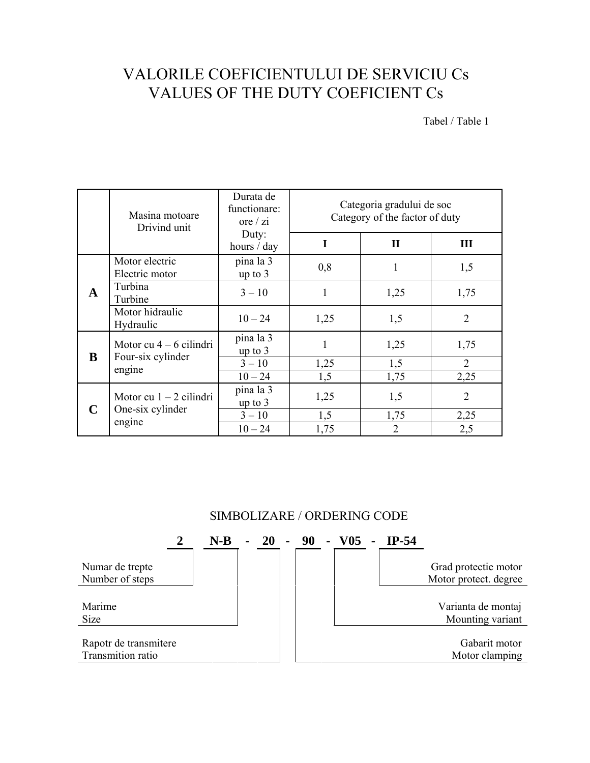# VALORILE COEFICIENTULUI DE SERVICIU Cs
# VALUES OF THE DUTY COEFICIENT Cs

Tabel / Table 1

| | Masina motoare<br>Drivind unit | Durata de functionare: ore / zi<br>Duty: hours / day | Categoria gradului de soc<br>Category of the factor of duty | | |
|---|---|---|---|---|---|
| | | | **I** | **II** | **III** |
| **A** | Motor electric<br>Electric motor | pina la 3<br>up to 3 | 0,8 | 1 | 1,5 |
| | Turbina<br>Turbine | 3 – 10 | 1 | 1,25 | 1,75 |
| | Motor hidraulic<br>Hydraulic | 10 – 24 | 1,25 | 1,5 | 2 |
| **B** | Motor cu 4 – 6 cilindri<br>Four-six cylinder engine | pina la 3<br>up to 3 | 1 | 1,25 | 1,75 |
| | | 3 – 10 | 1,25 | 1,5 | 2 |
| | | 10 – 24 | 1,5 | 1,75 | 2,25 |
| **C** | Motor cu 1 – 2 cilindri<br>One-six cylinder engine | pina la 3<br>up to 3 | 1,25 | 1,5 | 2 |
| | | 3 – 10 | 1,5 | 1,75 | 2,25 |
| | | 10 – 24 | 1,75 | 2 | 2,5 |

## SIMBOLIZARE / ORDERING CODE

**2 N-B - 20 - 90 - V05 - IP-54**

- **2** – Numar de trepte / Number of steps
- **N-B** – Marime / Size
- **20** – Rapotr de transmitere / Transmition ratio
- **90** – Gabarit motor / Motor clamping
- **V05** – Varianta de montaj / Mounting variant
- **IP-54** – Grad protectie motor / Motor protect. degree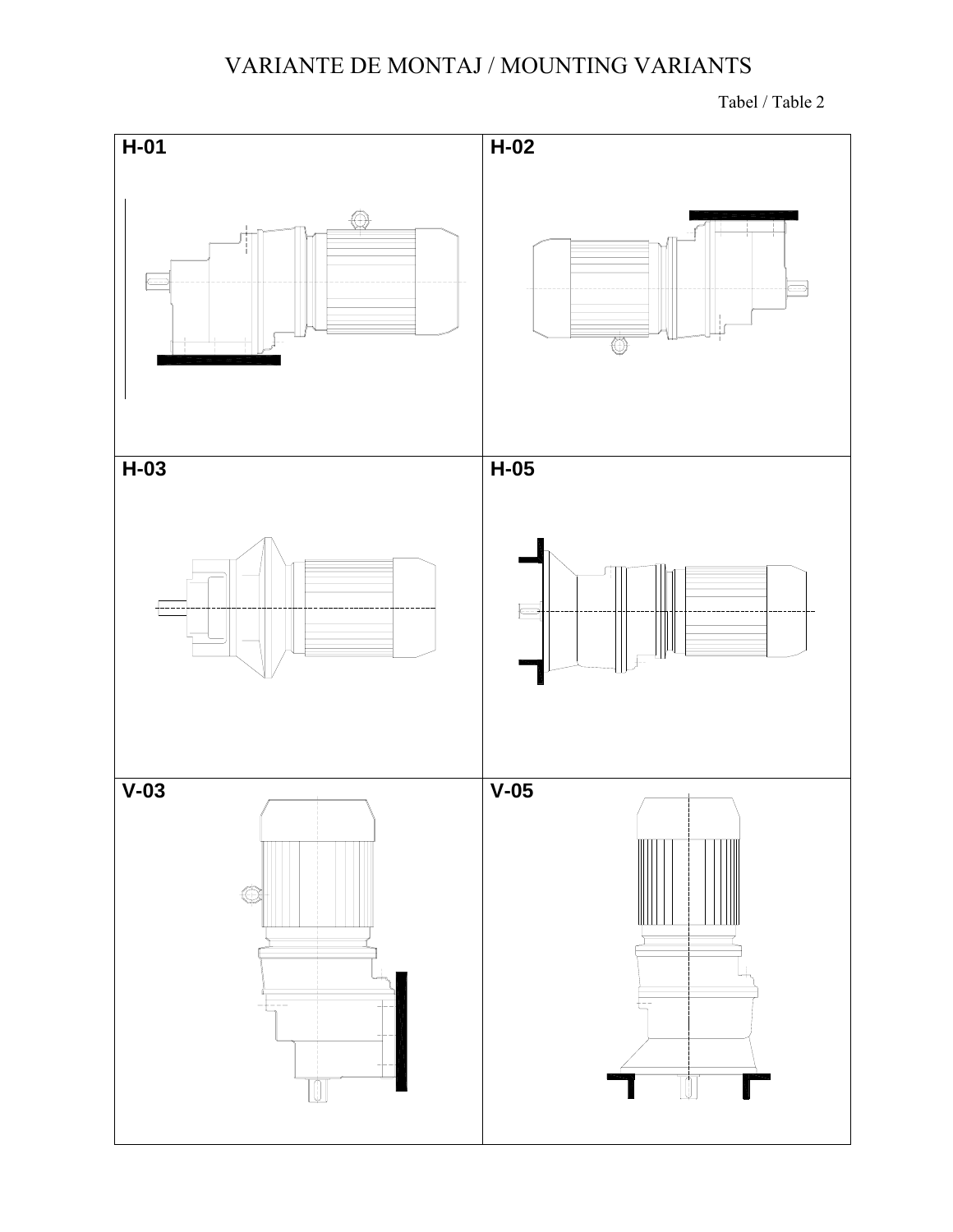# VARIANTE DE MONTAJ / MOUNTING VARIANTS

Tabel / Table 2

| H-01 | H-02 |
|---|---|
| H-03 | H-05 |
| V-03 | V-05 |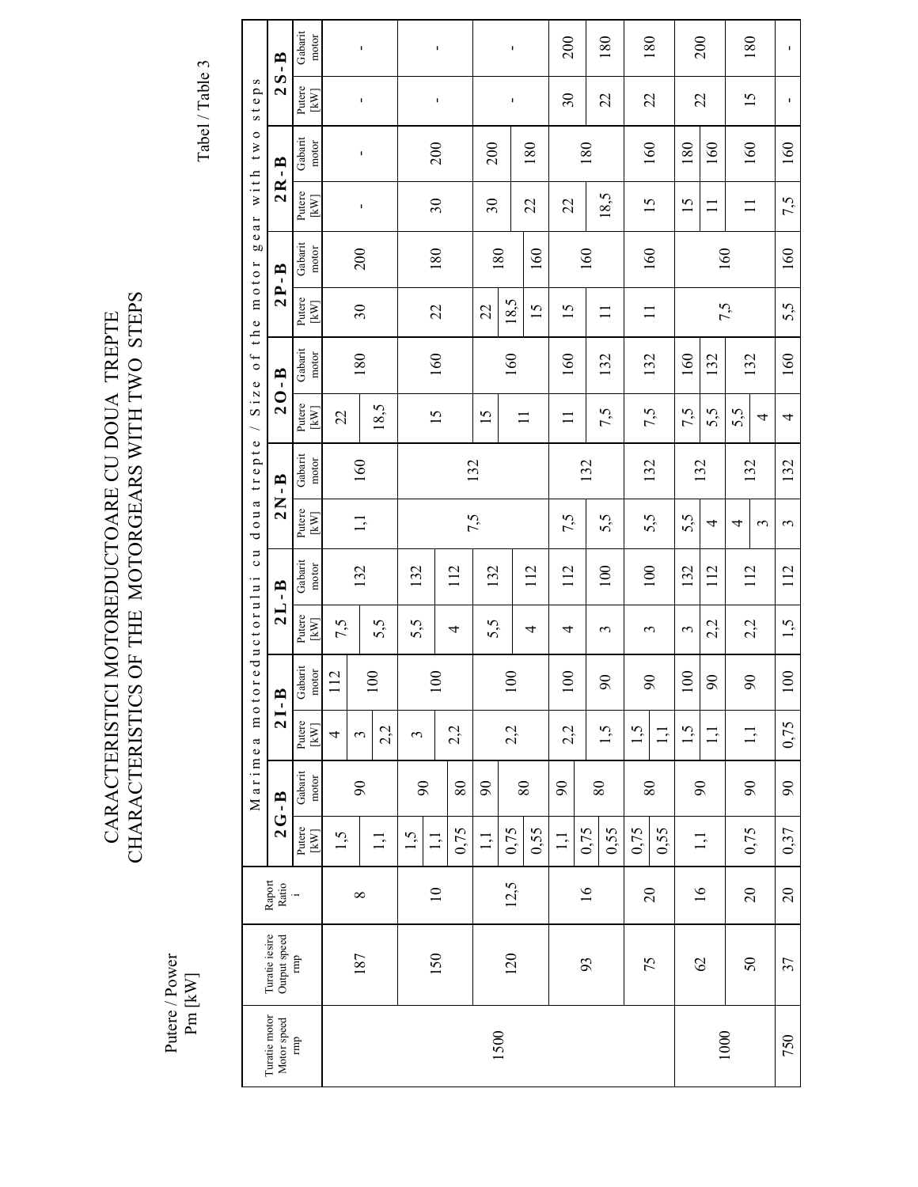# CARACTERISTICI MOTOREDUCTOARE CU DOUA TREPTE
# CHARACTERISTICS OF THE MOTORGEARS WITH TWO STEPS

Putere / Power
Pm [kW]

Tabel / Table 3

| Turatie motor / Motor speed rmp | Turatie iesire / Output speed rmp | Raport / Ratio i | Marimea motoreductorului cu doua trepte / Size of the motor gear with two steps | | | | | | | | | | | | | | | |
|---|---|---|---|---|---|---|---|---|---|---|---|---|---|---|---|---|---|---|
| | | | **2G-B** | | **2I-B** | | **2L-B** | | **2N-B** | | **2O-B** | | **2P-B** | | **2R-B** | | **2S-B** | |
| | | | Putere [kW] | Gabarit motor | Putere [kW] | Gabarit motor | Putere [kW] | Gabarit motor | Putere [kW] | Gabarit motor | Putere [kW] | Gabarit motor | Putere [kW] | Gabarit motor | Putere [kW] | Gabarit motor | Putere [kW] | Gabarit motor |
| 1500 | 187 | 8 | 1,5 | 90 | 4 | 112 | 7,5 | 132 | 1,1 | 160 | 22 | 180 | 30 | 200 | - | - | - | - |
| | | | 1,1 | | 3 | 100 | 5,5 | | | | 18,5 | | | | | | | |
| | | | | | 2,2 | | | | | | | | | | | | | |
| | 150 | 10 | 1,5 | 90 | 3 | 100 | 5,5 | 132 | 7,5 | 132 | 15 | 160 | 22 | 180 | 30 | 200 | - | - |
| | | | 1,1 | | 2,2 | | 4 | 112 | | | | | | | | | | |
| | | | 0,75 | 80 | | | | | | | | | | | | | | |
| | 120 | 12,5 | 1,1 | 90 | 2,2 | 100 | 5,5 | 132 | | | 15 | 160 | 22 | 180 | 30 | 200 | - | - |
| | | | 0,75 | 80 | | | 4 | 112 | | | 11 | | 18,5 | | 22 | 180 | | |
| | | | 0,55 | | | | | | | | | | 15 | 160 | | | | |
| | 93 | 16 | 1,1 | 90 | 2,2 | 100 | 4 | 112 | 7,5 | 132 | 11 | 160 | 15 | 160 | 22 | 180 | 30 | 200 |
| | | | 0,75 | 80 | 1,5 | 90 | 3 | 100 | 5,5 | | 7,5 | 132 | 11 | | 18,5 | | 22 | 180 |
| | | | 0,55 | | | | | | | | | | | | | | | |
| | 75 | 20 | 0,75 | 80 | 1,5 | 90 | 3 | 100 | 5,5 | 132 | 7,5 | 132 | 11 | 160 | 15 | 160 | 22 | 180 |
| | | | 0,55 | | 1,1 | | | | | | | | | | | | | |
| 1000 | 62 | 16 | 1,1 | 90 | 1,5 | 100 | 3 | 132 | 5,5 | 132 | 7,5 | 160 | 7,5 | 160 | 15 | 180 | 22 | 200 |
| | | | | | 1,1 | 90 | 2,2 | 112 | 4 | | 5,5 | 132 | | | 11 | 160 | | |
| | 50 | 20 | 0,75 | 90 | 1,1 | 90 | 2,2 | 112 | 4 | 132 | 5,5 | 132 | | | 11 | 160 | 15 | 180 |
| | | | | | | | | | 3 | | 4 | | | | | | | |
| 750 | 37 | 20 | 0,37 | 90 | 0,75 | 100 | 1,5 | 112 | 3 | 132 | 4 | 160 | 5,5 | 160 | 7,5 | 160 | - | - |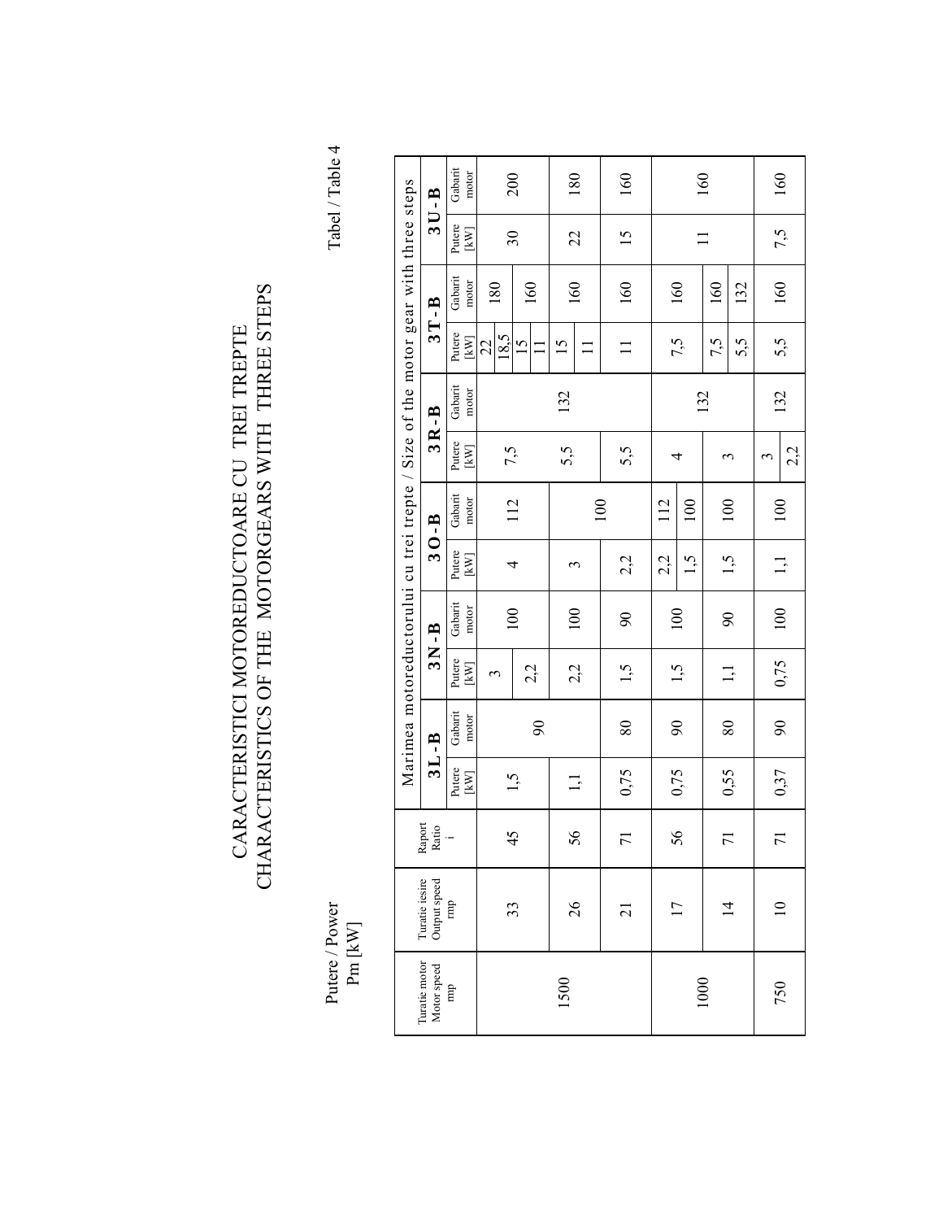# CARACTERISTICI MOTOREDUCTOARE CU TREI TREPTE
# CHARACTERISTICS OF THE MOTORGEARS WITH THREE STEPS

Putere / Power
Pm [kW]

Tabel / Table 4

| Turatie motor Motor speed rmp | Turatie iesire Output speed rmp | Raport Ratio i | Marimea motoreductorului cu trei trepte / Size of the motor gear with three steps | | | | | | | | | | | |
|---|---|---|---|---|---|---|---|---|---|---|---|---|---|---|
| | | | 3L-B | | 3N-B | | 3O-B | | 3R-B | | 3T-B | | 3U-B | |
| | | | Putere [kW] | Gabarit motor | Putere [kW] | Gabarit motor | Putere [kW] | Gabarit motor | Putere [kW] | Gabarit motor | Putere [kW] | Gabarit motor | Putere [kW] | Gabarit motor |
| 1500 | 33 | 45 | 1,5 | 90 | 3 | 100 | 4 | 112 | 7,5 | 132 | 22 | 180 | 30 | 200 |
| | | | | | 2,2 | 100 | | | | | 18,5 | 180 | | |
| | | | | | | | | | | | 15 | 160 | | |
| | | | | | | | | | | | 11 | 160 | | |
| | 26 | 56 | 1,1 | 90 | 2,2 | 100 | 3 | 100 | 5,5 | 132 | 15 | 160 | 22 | 180 |
| | | | | | | | | | | | 11 | 160 | | |
| | 21 | 71 | 0,75 | 80 | 1,5 | 90 | 2,2 | 100 | 5,5 | 132 | 11 | 160 | 15 | 160 |
| 1000 | 17 | 56 | 0,75 | 90 | 1,5 | 100 | 2,2 | 112 | 4 | 132 | 7,5 | 160 | 11 | 160 |
| | | | | | | | 1,5 | 100 | | | | | | |
| | 14 | 71 | 0,55 | 80 | 1,1 | 90 | 1,5 | 100 | 3 | 132 | 7,5 | 160 | 11 | 160 |
| | | | | | | | | | | | 5,5 | 132 | | |
| 750 | 10 | 71 | 0,37 | 90 | 0,75 | 100 | 1,1 | 100 | 3 | 132 | 5,5 | 160 | 7,5 | 160 |
| | | | | | | | | | 2,2 | 132 | | | | |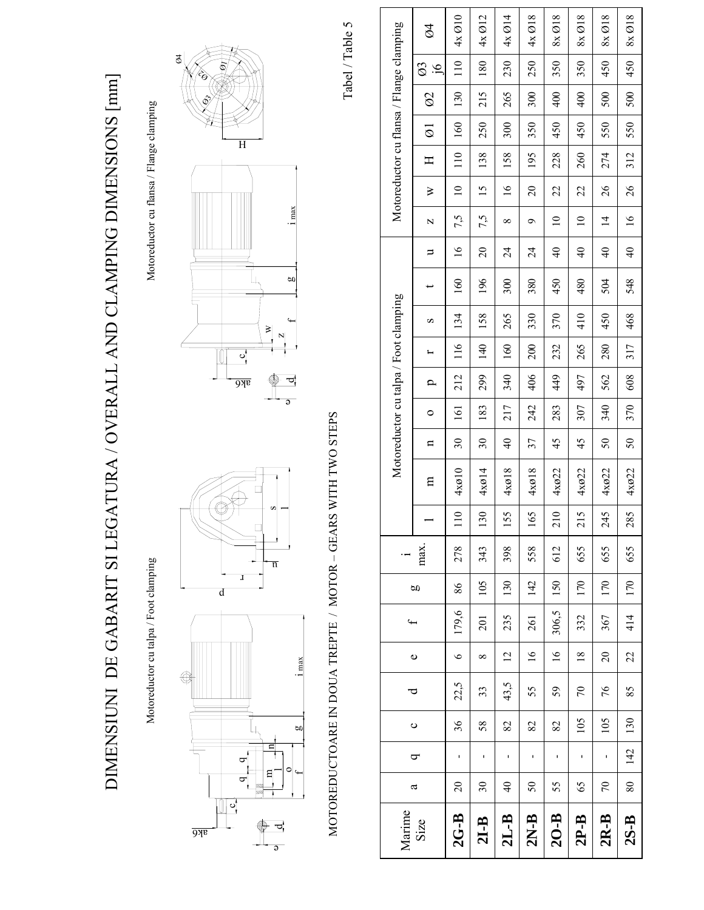# DIMENSIUNI DE GABARIT SI LEGATURA / OVERALL AND CLAMPING DIMENSIONS [mm]

Motoreductor cu talpa / Foot clamping

Motoreductor cu flansa / Flange clamping

MOTOREDUCTOARE IN DOUA TREPTE / MOTOR – GEARS WITH TWO STEPS

Tabel / Table 5

| Marime Size | a | q | c | d | e | f | g | i max. | Motoreductor cu talpa / Foot clamping | | | | | | | | | | Motoreductor cu flansa / Flange clamping | | | | | | |
|---|---|---|---|---|---|---|---|---|---|---|---|---|---|---|---|---|---|---|---|---|---|---|---|---|---|
| | | | | | | | | | l | m | n | o | p | r | s | t | u | z | w | H | Ø1 | Ø2 | Ø3 j6 | Ø4 |
| **2G-B** | 20 | - | 36 | 22,5 | 6 | 179,6 | 86 | 278 | 110 | 4xø10 | 30 | 161 | 212 | 116 | 134 | 160 | 16 | 7,5 | 10 | 110 | 160 | 130 | 110 | 4x Ø10 |
| **2I-B** | 30 | - | 58 | 33 | 8 | 201 | 105 | 343 | 130 | 4xø14 | 30 | 183 | 299 | 140 | 158 | 196 | 20 | 7,5 | 15 | 138 | 250 | 215 | 180 | 4x Ø12 |
| **2L-B** | 40 | - | 82 | 43,5 | 12 | 235 | 130 | 398 | 155 | 4xø18 | 40 | 217 | 340 | 160 | 265 | 300 | 24 | 8 | 16 | 158 | 300 | 265 | 230 | 4x Ø14 |
| **2N-B** | 50 | - | 82 | 55 | 16 | 261 | 142 | 558 | 165 | 4xø18 | 37 | 242 | 406 | 200 | 330 | 380 | 24 | 9 | 20 | 195 | 350 | 300 | 250 | 4x Ø18 |
| **2O-B** | 55 | - | 82 | 59 | 16 | 306,5 | 150 | 612 | 210 | 4xø22 | 45 | 283 | 449 | 232 | 370 | 450 | 40 | 10 | 22 | 228 | 450 | 400 | 350 | 8x Ø18 |
| **2P-B** | 65 | - | 105 | 70 | 18 | 332 | 170 | 655 | 215 | 4xø22 | 45 | 307 | 497 | 265 | 410 | 480 | 40 | 10 | 22 | 260 | 450 | 400 | 350 | 8x Ø18 |
| **2R-B** | 70 | - | 105 | 76 | 20 | 367 | 170 | 655 | 245 | 4xø22 | 50 | 340 | 562 | 280 | 450 | 504 | 40 | 14 | 26 | 274 | 550 | 500 | 450 | 8x Ø18 |
| **2S-B** | 80 | 142 | 130 | 85 | 22 | 414 | 170 | 655 | 285 | 4xø22 | 50 | 370 | 608 | 317 | 468 | 548 | 40 | 16 | 26 | 312 | 550 | 500 | 450 | 8x Ø18 |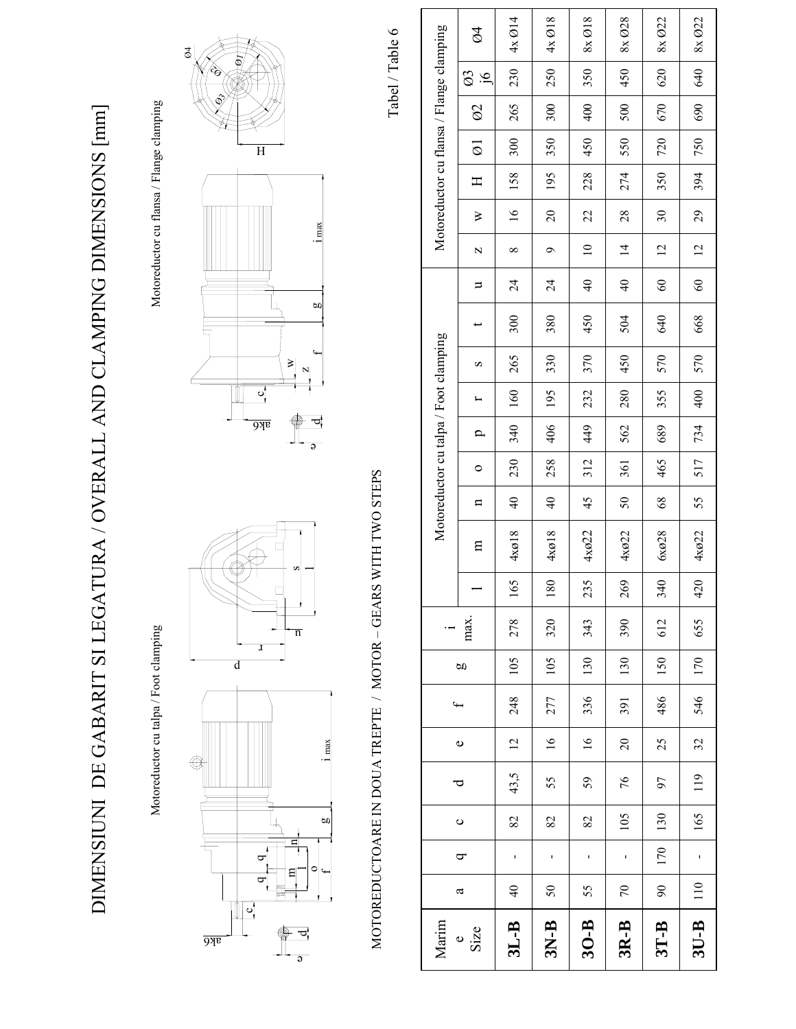# DIMENSIUNI DE GABARIT SI LEGATURA / OVERALL AND CLAMPING DIMENSIONS [mm]

Motoreductor cu talpa / Foot clamping

Motoreductor cu flansa / Flange clamping

MOTOREDUCTOARE IN DOUA TREPTE / MOTOR – GEARS WITH TWO STEPS

Tabel / Table 6

| Marime Size | a | q | c | d | e | f | g | i max. | Motoreductor cu talpa / Foot clamping | | | | | | | | | | Motoreductor cu flansa / Flange clamping | | | | | | | |
|---|---|---|---|---|---|---|---|---|---|---|---|---|---|---|---|---|---|---|---|---|---|---|---|---|
| | | | | | | | | | l | m | n | o | p | r | s | t | u | z | w | H | Ø1 | Ø2 | Ø3 j6 | Ø4 |
| **3L-B** | 40 | - | 82 | 43,5 | 12 | 248 | 105 | 278 | 165 | 4xø18 | 40 | 230 | 340 | 160 | 265 | 300 | 24 | 8 | 16 | 158 | 300 | 265 | 230 | 4x Ø14 |
| **3N-B** | 50 | - | 82 | 55 | 16 | 277 | 105 | 320 | 180 | 4xø18 | 40 | 258 | 406 | 195 | 330 | 380 | 24 | 9 | 20 | 195 | 350 | 300 | 250 | 4x Ø18 |
| **3O-B** | 55 | - | 82 | 59 | 16 | 336 | 130 | 343 | 235 | 4xø22 | 45 | 312 | 449 | 232 | 370 | 450 | 40 | 10 | 22 | 228 | 450 | 400 | 350 | 8x Ø18 |
| **3R-B** | 70 | - | 105 | 76 | 20 | 391 | 130 | 390 | 269 | 4xø22 | 50 | 361 | 562 | 280 | 450 | 504 | 40 | 14 | 28 | 274 | 550 | 500 | 450 | 8x Ø28 |
| **3T-B** | 90 | 170 | 130 | 97 | 25 | 486 | 150 | 612 | 340 | 6xø28 | 68 | 465 | 689 | 355 | 570 | 640 | 60 | 12 | 30 | 350 | 720 | 670 | 620 | 8x Ø22 |
| **3U-B** | 110 | - | 165 | 119 | 32 | 546 | 170 | 655 | 420 | 4xø22 | 55 | 517 | 734 | 400 | 570 | 668 | 60 | 12 | 29 | 394 | 750 | 690 | 640 | 8x Ø22 |